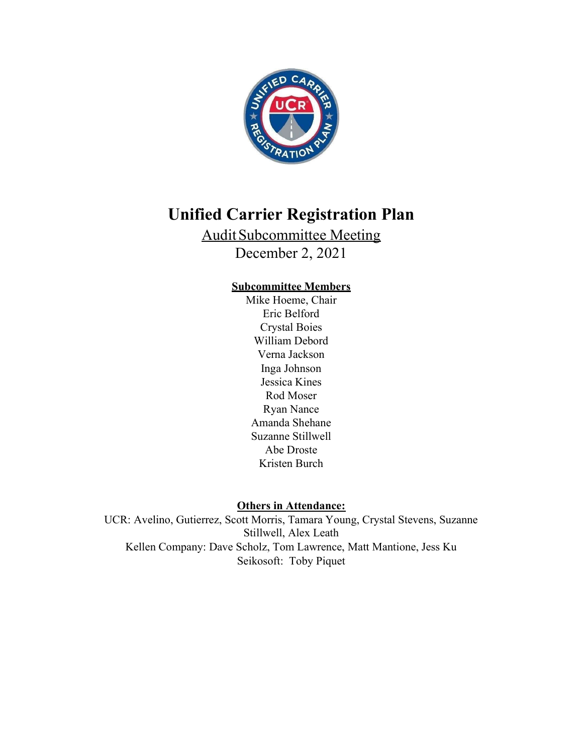# Unified Carrier Registration Plan

Audit Subcommittee Meeting

December 2, 2021

**Subcommittee Members**

Mike Hoeme, Chair
Eric Belford
Crystal Boies
William Debord
Verna Jackson
Inga Johnson
Jessica Kines
Rod Moser
Ryan Nance
Amanda Shehane
Suzanne Stillwell
Abe Droste
Kristen Burch

**Others in Attendance:**

UCR: Avelino, Gutierrez, Scott Morris, Tamara Young, Crystal Stevens, Suzanne Stillwell, Alex Leath
Kellen Company: Dave Scholz, Tom Lawrence, Matt Mantione, Jess Ku
Seikosoft: Toby Piquet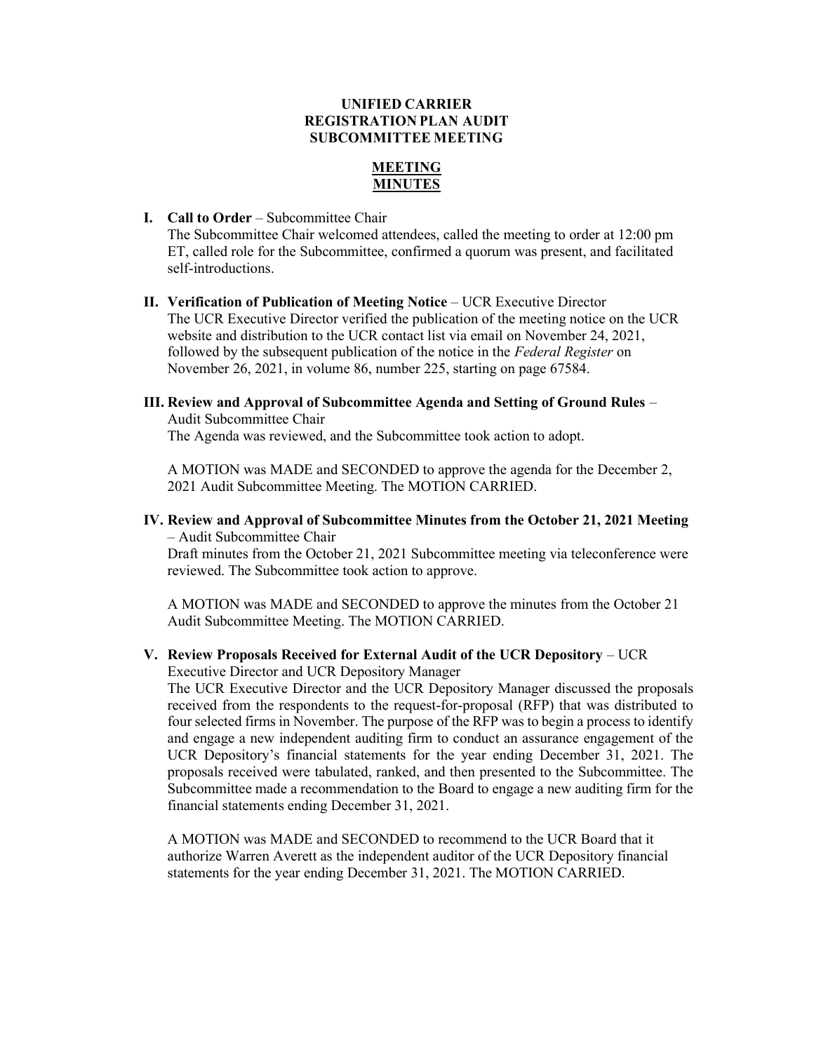**UNIFIED CARRIER REGISTRATION PLAN AUDIT SUBCOMMITTEE MEETING**

**MEETING MINUTES**

**I. Call to Order** – Subcommittee Chair

The Subcommittee Chair welcomed attendees, called the meeting to order at 12:00 pm ET, called role for the Subcommittee, confirmed a quorum was present, and facilitated self-introductions.

**II. Verification of Publication of Meeting Notice** – UCR Executive Director

The UCR Executive Director verified the publication of the meeting notice on the UCR website and distribution to the UCR contact list via email on November 24, 2021, followed by the subsequent publication of the notice in the *Federal Register* on November 26, 2021, in volume 86, number 225, starting on page 67584.

**III. Review and Approval of Subcommittee Agenda and Setting of Ground Rules** – Audit Subcommittee Chair

The Agenda was reviewed, and the Subcommittee took action to adopt.

A MOTION was MADE and SECONDED to approve the agenda for the December 2, 2021 Audit Subcommittee Meeting. The MOTION CARRIED.

**IV. Review and Approval of Subcommittee Minutes from the October 21, 2021 Meeting** – Audit Subcommittee Chair

Draft minutes from the October 21, 2021 Subcommittee meeting via teleconference were reviewed. The Subcommittee took action to approve.

A MOTION was MADE and SECONDED to approve the minutes from the October 21 Audit Subcommittee Meeting. The MOTION CARRIED.

**V. Review Proposals Received for External Audit of the UCR Depository** – UCR Executive Director and UCR Depository Manager

The UCR Executive Director and the UCR Depository Manager discussed the proposals received from the respondents to the request-for-proposal (RFP) that was distributed to four selected firms in November. The purpose of the RFP was to begin a process to identify and engage a new independent auditing firm to conduct an assurance engagement of the UCR Depository's financial statements for the year ending December 31, 2021. The proposals received were tabulated, ranked, and then presented to the Subcommittee. The Subcommittee made a recommendation to the Board to engage a new auditing firm for the financial statements ending December 31, 2021.

A MOTION was MADE and SECONDED to recommend to the UCR Board that it authorize Warren Averett as the independent auditor of the UCR Depository financial statements for the year ending December 31, 2021. The MOTION CARRIED.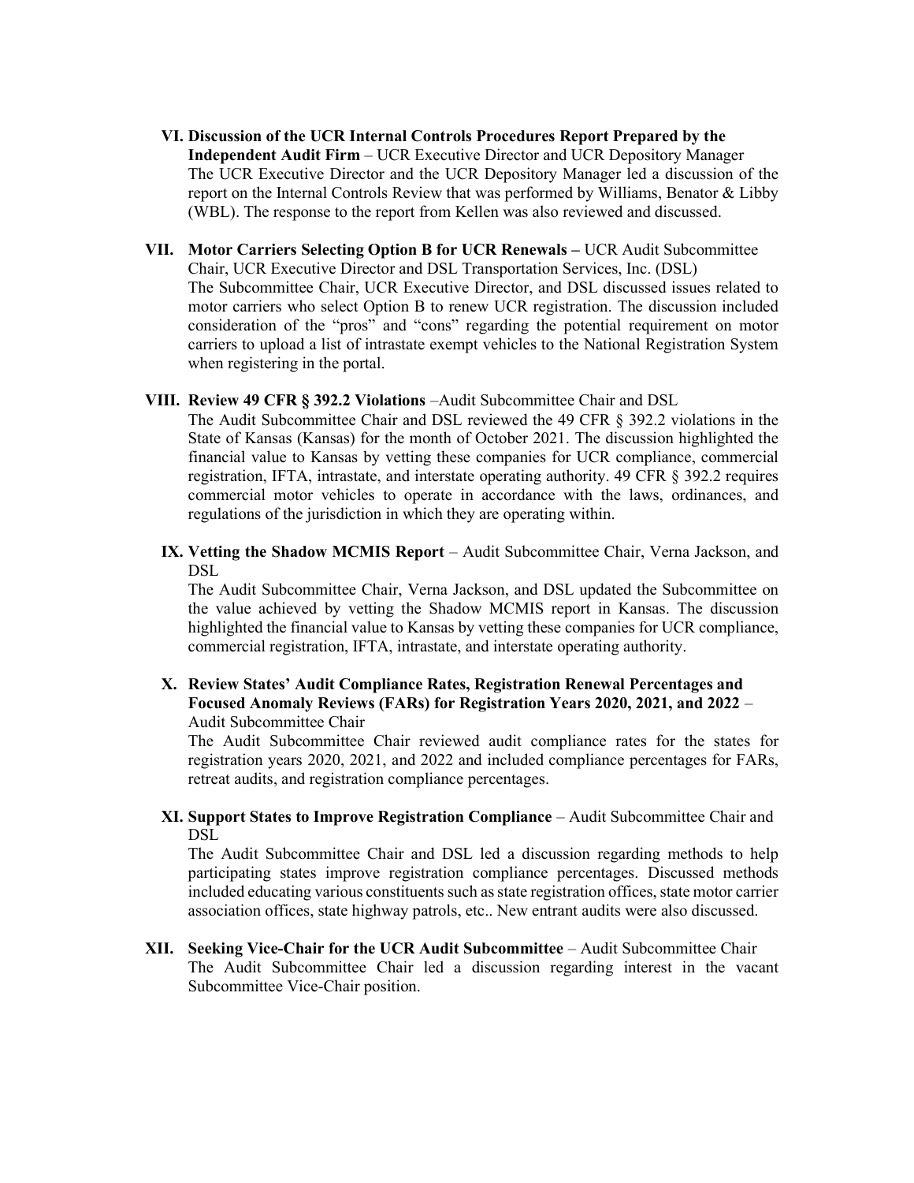**VI. Discussion of the UCR Internal Controls Procedures Report Prepared by the Independent Audit Firm** – UCR Executive Director and UCR Depository Manager

The UCR Executive Director and the UCR Depository Manager led a discussion of the report on the Internal Controls Review that was performed by Williams, Benator & Libby (WBL). The response to the report from Kellen was also reviewed and discussed.

**VII. Motor Carriers Selecting Option B for UCR Renewals –** UCR Audit Subcommittee Chair, UCR Executive Director and DSL Transportation Services, Inc. (DSL)

The Subcommittee Chair, UCR Executive Director, and DSL discussed issues related to motor carriers who select Option B to renew UCR registration. The discussion included consideration of the "pros" and "cons" regarding the potential requirement on motor carriers to upload a list of intrastate exempt vehicles to the National Registration System when registering in the portal.

**VIII. Review 49 CFR § 392.2 Violations** –Audit Subcommittee Chair and DSL

The Audit Subcommittee Chair and DSL reviewed the 49 CFR § 392.2 violations in the State of Kansas (Kansas) for the month of October 2021. The discussion highlighted the financial value to Kansas by vetting these companies for UCR compliance, commercial registration, IFTA, intrastate, and interstate operating authority. 49 CFR § 392.2 requires commercial motor vehicles to operate in accordance with the laws, ordinances, and regulations of the jurisdiction in which they are operating within.

**IX. Vetting the Shadow MCMIS Report** – Audit Subcommittee Chair, Verna Jackson, and DSL

The Audit Subcommittee Chair, Verna Jackson, and DSL updated the Subcommittee on the value achieved by vetting the Shadow MCMIS report in Kansas. The discussion highlighted the financial value to Kansas by vetting these companies for UCR compliance, commercial registration, IFTA, intrastate, and interstate operating authority.

**X. Review States' Audit Compliance Rates, Registration Renewal Percentages and Focused Anomaly Reviews (FARs) for Registration Years 2020, 2021, and 2022** – Audit Subcommittee Chair

The Audit Subcommittee Chair reviewed audit compliance rates for the states for registration years 2020, 2021, and 2022 and included compliance percentages for FARs, retreat audits, and registration compliance percentages.

**XI. Support States to Improve Registration Compliance** – Audit Subcommittee Chair and DSL

The Audit Subcommittee Chair and DSL led a discussion regarding methods to help participating states improve registration compliance percentages. Discussed methods included educating various constituents such as state registration offices, state motor carrier association offices, state highway patrols, etc.. New entrant audits were also discussed.

**XII. Seeking Vice-Chair for the UCR Audit Subcommittee** – Audit Subcommittee Chair

The Audit Subcommittee Chair led a discussion regarding interest in the vacant Subcommittee Vice-Chair position.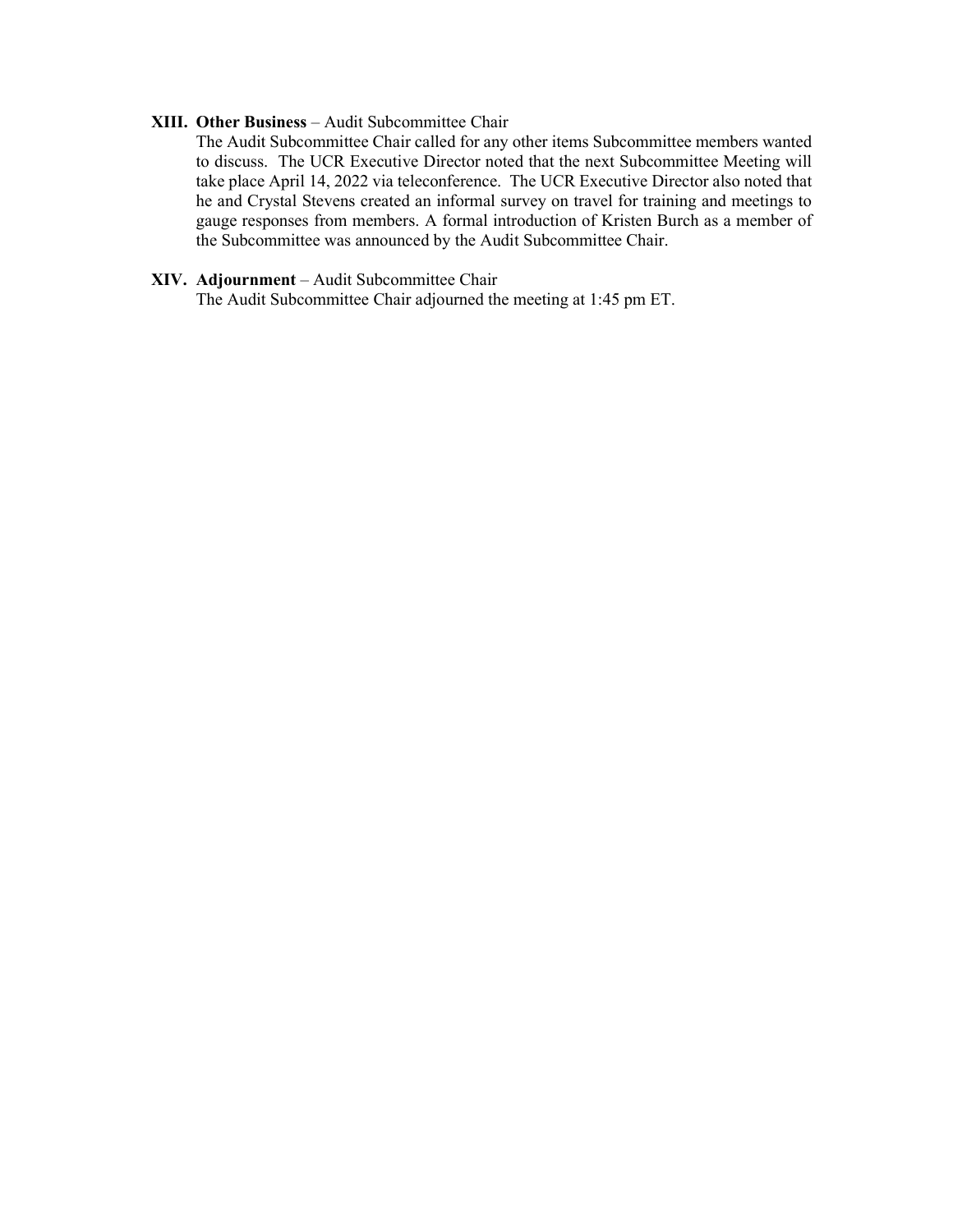**XIII. Other Business** – Audit Subcommittee Chair

The Audit Subcommittee Chair called for any other items Subcommittee members wanted to discuss. The UCR Executive Director noted that the next Subcommittee Meeting will take place April 14, 2022 via teleconference. The UCR Executive Director also noted that he and Crystal Stevens created an informal survey on travel for training and meetings to gauge responses from members. A formal introduction of Kristen Burch as a member of the Subcommittee was announced by the Audit Subcommittee Chair.

**XIV. Adjournment** – Audit Subcommittee Chair

The Audit Subcommittee Chair adjourned the meeting at 1:45 pm ET.